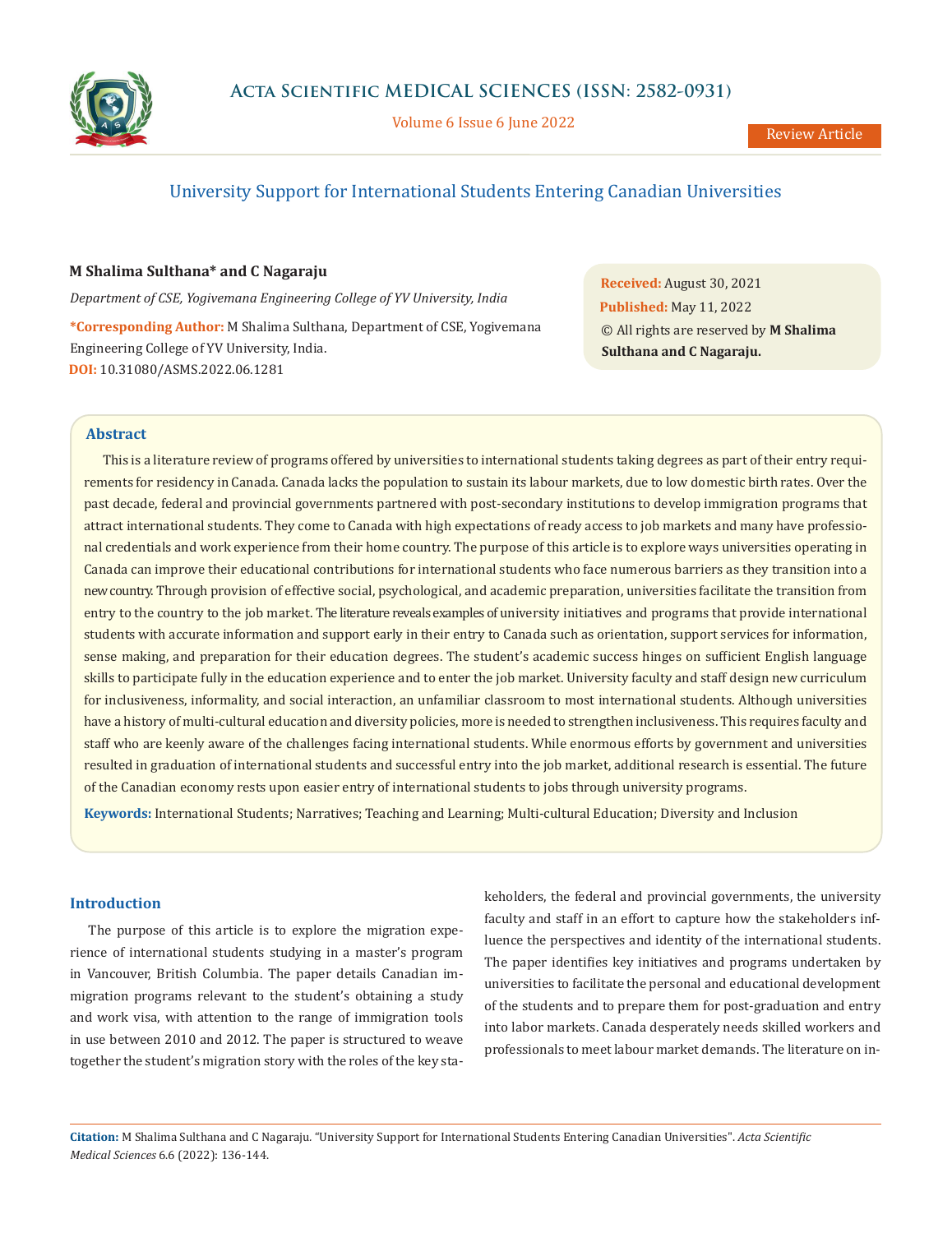# University Support for International Students Entering Canadian Universities

**M Shalima Sulthana* and C Nagaraju**

*Department of CSE, Yogivemana Engineering College of YV University, India*

**\*Corresponding Author:** M Shalima Sulthana, Department of CSE, Yogivemana Engineering College of YV University, India.

**DOI:** 10.31080/ASMS.2022.06.1281

**Received:** August 30, 2021
**Published:** May 11, 2022
© All rights are reserved by **M Shalima Sulthana and C Nagaraju.**

Review Article

## Abstract

This is a literature review of programs offered by universities to international students taking degrees as part of their entry requirements for residency in Canada. Canada lacks the population to sustain its labour markets, due to low domestic birth rates. Over the past decade, federal and provincial governments partnered with post-secondary institutions to develop immigration programs that attract international students. They come to Canada with high expectations of ready access to job markets and many have professional credentials and work experience from their home country. The purpose of this article is to explore ways universities operating in Canada can improve their educational contributions for international students who face numerous barriers as they transition into a new country. Through provision of effective social, psychological, and academic preparation, universities facilitate the transition from entry to the country to the job market. The literature reveals examples of university initiatives and programs that provide international students with accurate information and support early in their entry to Canada such as orientation, support services for information, sense making, and preparation for their education degrees. The student's academic success hinges on sufficient English language skills to participate fully in the education experience and to enter the job market. University faculty and staff design new curriculum for inclusiveness, informality, and social interaction, an unfamiliar classroom to most international students. Although universities have a history of multi-cultural education and diversity policies, more is needed to strengthen inclusiveness. This requires faculty and staff who are keenly aware of the challenges facing international students. While enormous efforts by government and universities resulted in graduation of international students and successful entry into the job market, additional research is essential. The future of the Canadian economy rests upon easier entry of international students to jobs through university programs.

**Keywords:** International Students; Narratives; Teaching and Learning; Multi-cultural Education; Diversity and Inclusion

## Introduction

The purpose of this article is to explore the migration experience of international students studying in a master's program in Vancouver, British Columbia. The paper details Canadian immigration programs relevant to the student's obtaining a study and work visa, with attention to the range of immigration tools in use between 2010 and 2012. The paper is structured to weave together the student's migration story with the roles of the key stakeholders, the federal and provincial governments, the university faculty and staff in an effort to capture how the stakeholders influence the perspectives and identity of the international students. The paper identifies key initiatives and programs undertaken by universities to facilitate the personal and educational development of the students and to prepare them for post-graduation and entry into labor markets. Canada desperately needs skilled workers and professionals to meet labour market demands. The literature on in-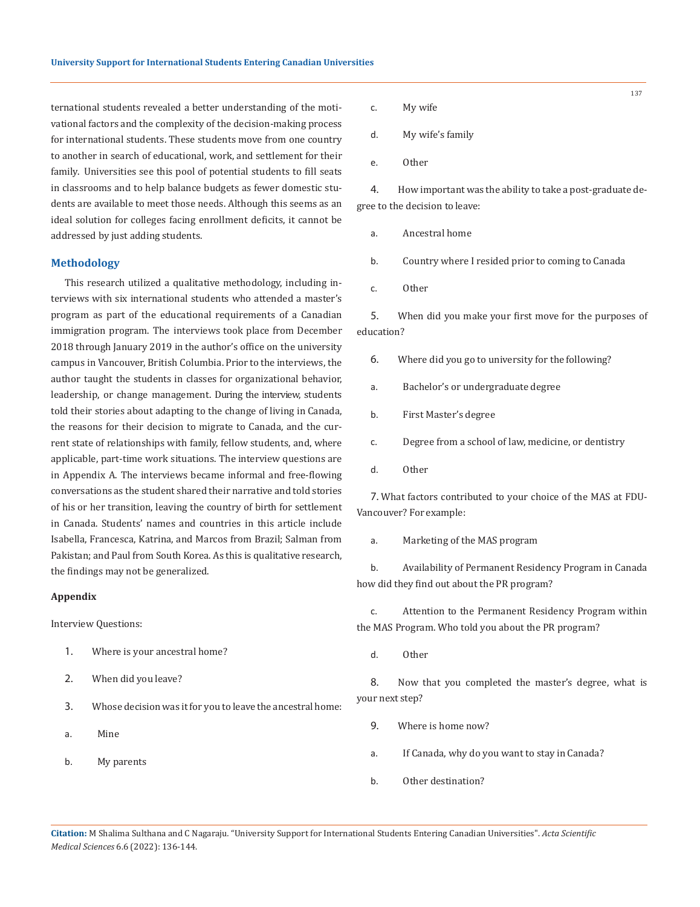ternational students revealed a better understanding of the motivational factors and the complexity of the decision-making process for international students. These students move from one country to another in search of educational, work, and settlement for their family. Universities see this pool of potential students to fill seats in classrooms and to help balance budgets as fewer domestic students are available to meet those needs. Although this seems as an ideal solution for colleges facing enrollment deficits, it cannot be addressed by just adding students.

## Methodology

This research utilized a qualitative methodology, including interviews with six international students who attended a master's program as part of the educational requirements of a Canadian immigration program. The interviews took place from December 2018 through January 2019 in the author's office on the university campus in Vancouver, British Columbia. Prior to the interviews, the author taught the students in classes for organizational behavior, leadership, or change management. During the interview, students told their stories about adapting to the change of living in Canada, the reasons for their decision to migrate to Canada, and the current state of relationships with family, fellow students, and, where applicable, part-time work situations. The interview questions are in Appendix A. The interviews became informal and free-flowing conversations as the student shared their narrative and told stories of his or her transition, leaving the country of birth for settlement in Canada. Students' names and countries in this article include Isabella, Francesca, Katrina, and Marcos from Brazil; Salman from Pakistan; and Paul from South Korea. As this is qualitative research, the findings may not be generalized.

**Appendix**

Interview Questions:

1. Where is your ancestral home?
2. When did you leave?
3. Whose decision was it for you to leave the ancestral home:
   a. Mine
   b. My parents
   c. My wife
   d. My wife's family
   e. Other
4. How important was the ability to take a post-graduate degree to the decision to leave:
   a. Ancestral home
   b. Country where I resided prior to coming to Canada
   c. Other
5. When did you make your first move for the purposes of education?
6. Where did you go to university for the following?
   a. Bachelor's or undergraduate degree
   b. First Master's degree
   c. Degree from a school of law, medicine, or dentistry
   d. Other
7. What factors contributed to your choice of the MAS at FDU-Vancouver? For example:
   a. Marketing of the MAS program
   b. Availability of Permanent Residency Program in Canada how did they find out about the PR program?
   c. Attention to the Permanent Residency Program within the MAS Program. Who told you about the PR program?
   d. Other
8. Now that you completed the master's degree, what is your next step?
9. Where is home now?
   a. If Canada, why do you want to stay in Canada?
   b. Other destination?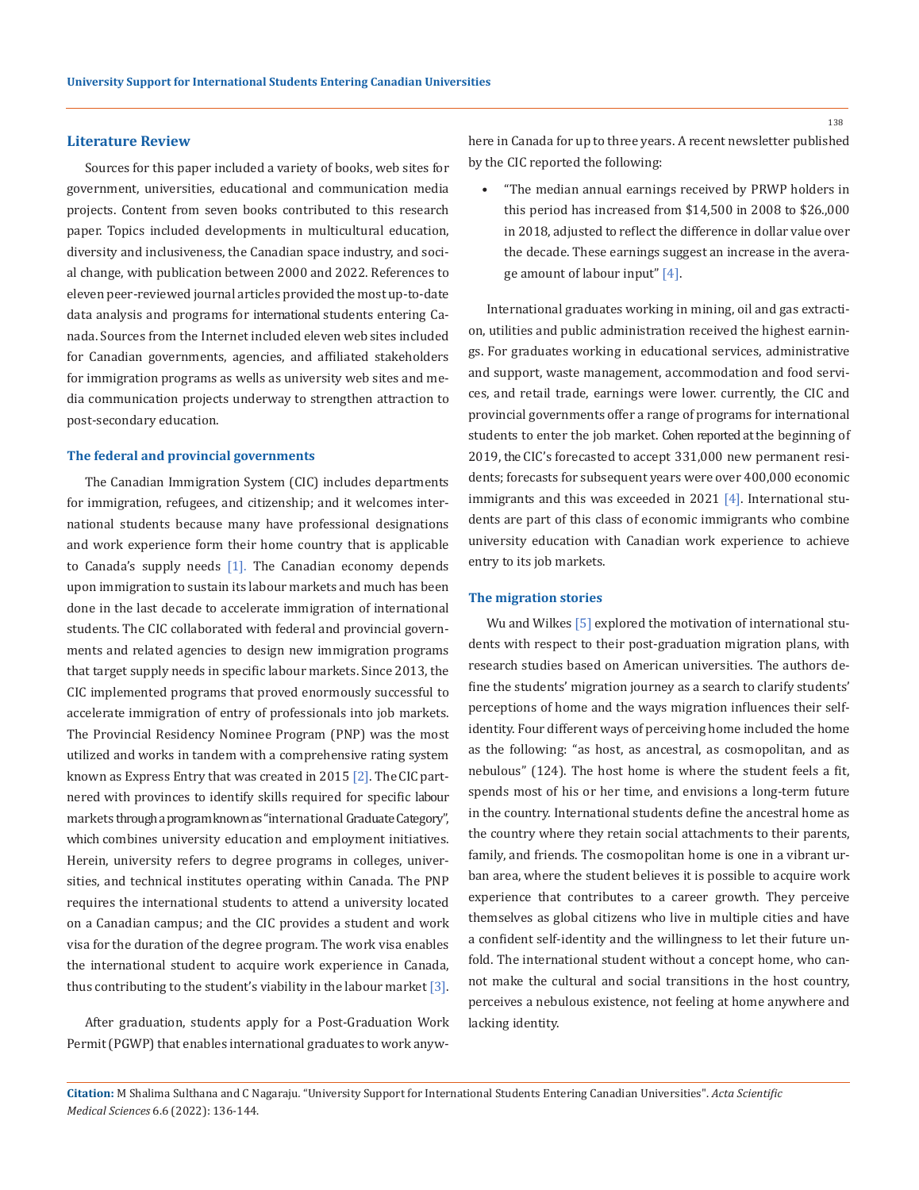## Literature Review

Sources for this paper included a variety of books, web sites for government, universities, educational and communication media projects. Content from seven books contributed to this research paper. Topics included developments in multicultural education, diversity and inclusiveness, the Canadian space industry, and social change, with publication between 2000 and 2022. References to eleven peer-reviewed journal articles provided the most up-to-date data analysis and programs for international students entering Canada. Sources from the Internet included eleven web sites included for Canadian governments, agencies, and affiliated stakeholders for immigration programs as wells as university web sites and media communication projects underway to strengthen attraction to post-secondary education.

### The federal and provincial governments

The Canadian Immigration System (CIC) includes departments for immigration, refugees, and citizenship; and it welcomes international students because many have professional designations and work experience form their home country that is applicable to Canada's supply needs [1]. The Canadian economy depends upon immigration to sustain its labour markets and much has been done in the last decade to accelerate immigration of international students. The CIC collaborated with federal and provincial governments and related agencies to design new immigration programs that target supply needs in specific labour markets. Since 2013, the CIC implemented programs that proved enormously successful to accelerate immigration of entry of professionals into job markets. The Provincial Residency Nominee Program (PNP) was the most utilized and works in tandem with a comprehensive rating system known as Express Entry that was created in 2015 [2]. The CIC partnered with provinces to identify skills required for specific labour markets through a program known as "international Graduate Category", which combines university education and employment initiatives. Herein, university refers to degree programs in colleges, universities, and technical institutes operating within Canada. The PNP requires the international students to attend a university located on a Canadian campus; and the CIC provides a student and work visa for the duration of the degree program. The work visa enables the international student to acquire work experience in Canada, thus contributing to the student's viability in the labour market [3].

After graduation, students apply for a Post-Graduation Work Permit (PGWP) that enables international graduates to work anywhere in Canada for up to three years. A recent newsletter published by the CIC reported the following:

- "The median annual earnings received by PRWP holders in this period has increased from $14,500 in 2008 to $26.,000 in 2018, adjusted to reflect the difference in dollar value over the decade. These earnings suggest an increase in the average amount of labour input" [4].

International graduates working in mining, oil and gas extraction, utilities and public administration received the highest earnings. For graduates working in educational services, administrative and support, waste management, accommodation and food services, and retail trade, earnings were lower. currently, the CIC and provincial governments offer a range of programs for international students to enter the job market. Cohen reported at the beginning of 2019, the CIC's forecasted to accept 331,000 new permanent residents; forecasts for subsequent years were over 400,000 economic immigrants and this was exceeded in 2021 [4]. International students are part of this class of economic immigrants who combine university education with Canadian work experience to achieve entry to its job markets.

### The migration stories

Wu and Wilkes [5] explored the motivation of international students with respect to their post-graduation migration plans, with research studies based on American universities. The authors define the students' migration journey as a search to clarify students' perceptions of home and the ways migration influences their self-identity. Four different ways of perceiving home included the home as the following: "as host, as ancestral, as cosmopolitan, and as nebulous" (124). The host home is where the student feels a fit, spends most of his or her time, and envisions a long-term future in the country. International students define the ancestral home as the country where they retain social attachments to their parents, family, and friends. The cosmopolitan home is one in a vibrant urban area, where the student believes it is possible to acquire work experience that contributes to a career growth. They perceive themselves as global citizens who live in multiple cities and have a confident self-identity and the willingness to let their future unfold. The international student without a concept home, who cannot make the cultural and social transitions in the host country, perceives a nebulous existence, not feeling at home anywhere and lacking identity.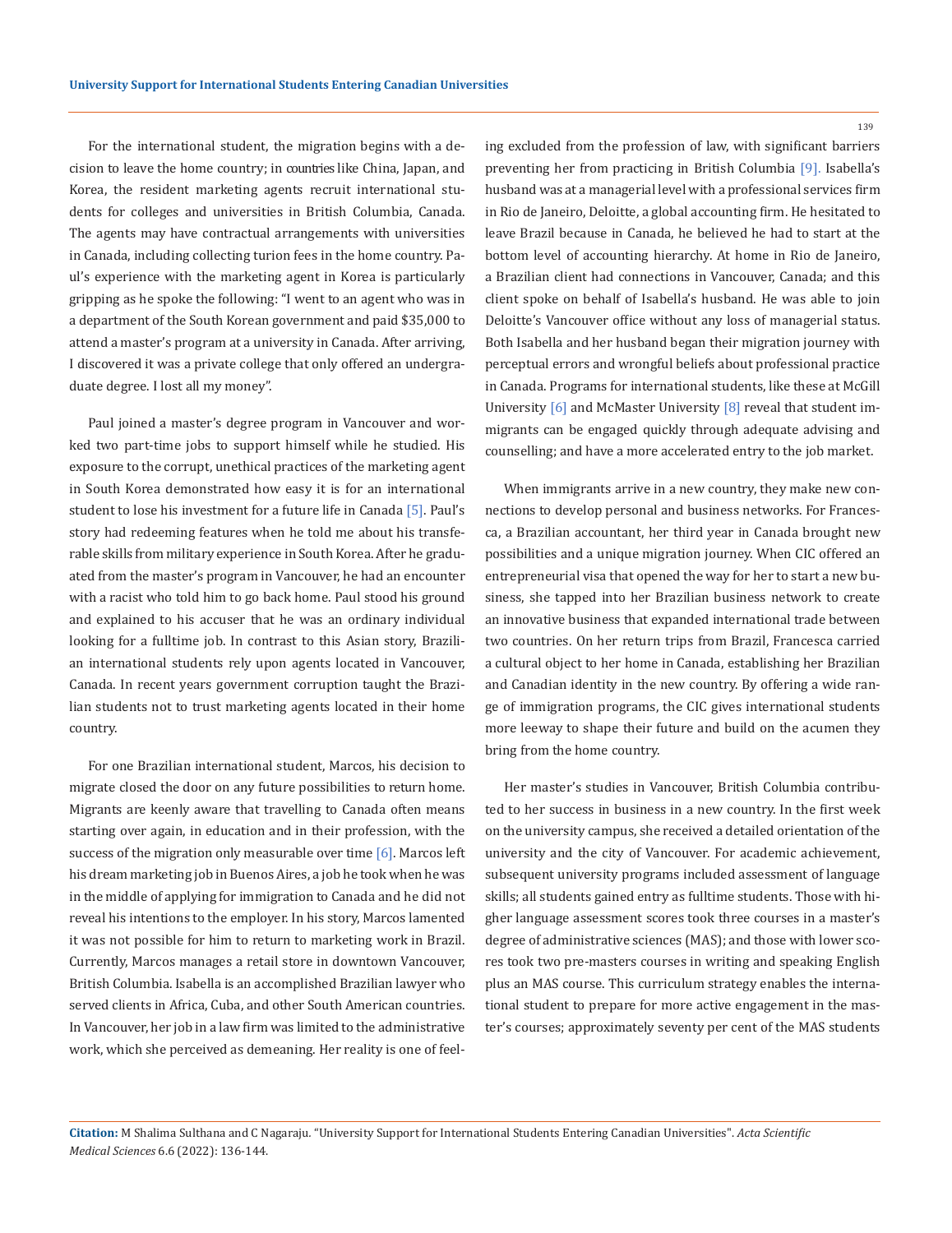For the international student, the migration begins with a decision to leave the home country; in countries like China, Japan, and Korea, the resident marketing agents recruit international students for colleges and universities in British Columbia, Canada. The agents may have contractual arrangements with universities in Canada, including collecting turion fees in the home country. Paul's experience with the marketing agent in Korea is particularly gripping as he spoke the following: "I went to an agent who was in a department of the South Korean government and paid $35,000 to attend a master's program at a university in Canada. After arriving, I discovered it was a private college that only offered an undergraduate degree. I lost all my money".

Paul joined a master's degree program in Vancouver and worked two part-time jobs to support himself while he studied. His exposure to the corrupt, unethical practices of the marketing agent in South Korea demonstrated how easy it is for an international student to lose his investment for a future life in Canada [5]. Paul's story had redeeming features when he told me about his transferable skills from military experience in South Korea. After he graduated from the master's program in Vancouver, he had an encounter with a racist who told him to go back home. Paul stood his ground and explained to his accuser that he was an ordinary individual looking for a fulltime job. In contrast to this Asian story, Brazilian international students rely upon agents located in Vancouver, Canada. In recent years government corruption taught the Brazilian students not to trust marketing agents located in their home country.

For one Brazilian international student, Marcos, his decision to migrate closed the door on any future possibilities to return home. Migrants are keenly aware that travelling to Canada often means starting over again, in education and in their profession, with the success of the migration only measurable over time [6]. Marcos left his dream marketing job in Buenos Aires, a job he took when he was in the middle of applying for immigration to Canada and he did not reveal his intentions to the employer. In his story, Marcos lamented it was not possible for him to return to marketing work in Brazil. Currently, Marcos manages a retail store in downtown Vancouver, British Columbia. Isabella is an accomplished Brazilian lawyer who served clients in Africa, Cuba, and other South American countries. In Vancouver, her job in a law firm was limited to the administrative work, which she perceived as demeaning. Her reality is one of feeling excluded from the profession of law, with significant barriers preventing her from practicing in British Columbia [9]. Isabella's husband was at a managerial level with a professional services firm in Rio de Janeiro, Deloitte, a global accounting firm. He hesitated to leave Brazil because in Canada, he believed he had to start at the bottom level of accounting hierarchy. At home in Rio de Janeiro, a Brazilian client had connections in Vancouver, Canada; and this client spoke on behalf of Isabella's husband. He was able to join Deloitte's Vancouver office without any loss of managerial status. Both Isabella and her husband began their migration journey with perceptual errors and wrongful beliefs about professional practice in Canada. Programs for international students, like these at McGill University [6] and McMaster University [8] reveal that student immigrants can be engaged quickly through adequate advising and counselling; and have a more accelerated entry to the job market.

When immigrants arrive in a new country, they make new connections to develop personal and business networks. For Francesca, a Brazilian accountant, her third year in Canada brought new possibilities and a unique migration journey. When CIC offered an entrepreneurial visa that opened the way for her to start a new business, she tapped into her Brazilian business network to create an innovative business that expanded international trade between two countries. On her return trips from Brazil, Francesca carried a cultural object to her home in Canada, establishing her Brazilian and Canadian identity in the new country. By offering a wide range of immigration programs, the CIC gives international students more leeway to shape their future and build on the acumen they bring from the home country.

Her master's studies in Vancouver, British Columbia contributed to her success in business in a new country. In the first week on the university campus, she received a detailed orientation of the university and the city of Vancouver. For academic achievement, subsequent university programs included assessment of language skills; all students gained entry as fulltime students. Those with higher language assessment scores took three courses in a master's degree of administrative sciences (MAS); and those with lower scores took two pre-masters courses in writing and speaking English plus an MAS course. This curriculum strategy enables the international student to prepare for more active engagement in the master's courses; approximately seventy per cent of the MAS students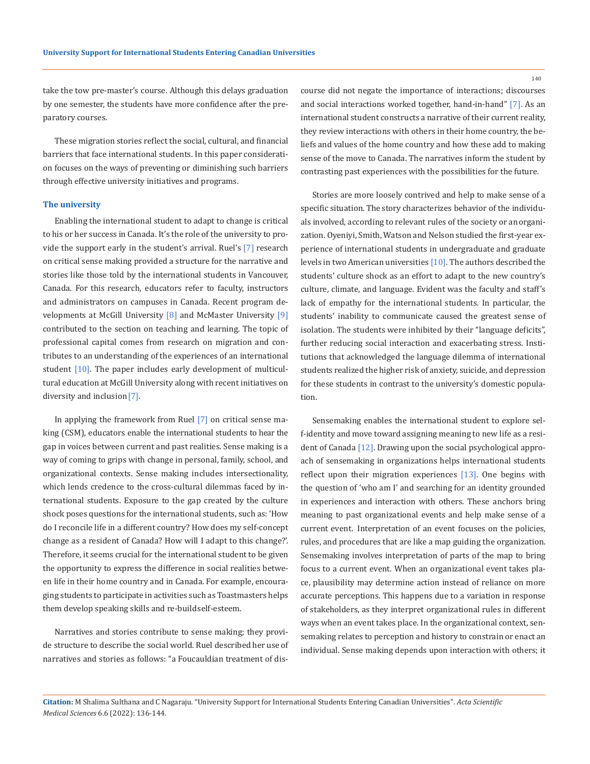take the tow pre-master's course. Although this delays graduation by one semester, the students have more confidence after the preparatory courses.

These migration stories reflect the social, cultural, and financial barriers that face international students. In this paper consideration focuses on the ways of preventing or diminishing such barriers through effective university initiatives and programs.

### The university

Enabling the international student to adapt to change is critical to his or her success in Canada. It's the role of the university to provide the support early in the student's arrival. Ruel's [7] research on critical sense making provided a structure for the narrative and stories like those told by the international students in Vancouver, Canada. For this research, educators refer to faculty, instructors and administrators on campuses in Canada. Recent program developments at McGill University [8] and McMaster University [9] contributed to the section on teaching and learning. The topic of professional capital comes from research on migration and contributes to an understanding of the experiences of an international student [10]. The paper includes early development of multicultural education at McGill University along with recent initiatives on diversity and inclusion [7].

In applying the framework from Ruel [7] on critical sense making (CSM), educators enable the international students to hear the gap in voices between current and past realities. Sense making is a way of coming to grips with change in personal, family, school, and organizational contexts. Sense making includes intersectionality, which lends credence to the cross-cultural dilemmas faced by international students. Exposure to the gap created by the culture shock poses questions for the international students, such as: 'How do I reconcile life in a different country? How does my self-concept change as a resident of Canada? How will I adapt to this change?'. Therefore, it seems crucial for the international student to be given the opportunity to express the difference in social realities between life in their home country and in Canada. For example, encouraging students to participate in activities such as Toastmasters helps them develop speaking skills and re-buildself-esteem.

Narratives and stories contribute to sense making; they provide structure to describe the social world. Ruel described her use of narratives and stories as follows: "a Foucauldian treatment of discourse did not negate the importance of interactions; discourses and social interactions worked together, hand-in-hand" [7]. As an international student constructs a narrative of their current reality, they review interactions with others in their home country, the beliefs and values of the home country and how these add to making sense of the move to Canada. The narratives inform the student by contrasting past experiences with the possibilities for the future.

Stories are more loosely contrived and help to make sense of a specific situation. The story characterizes behavior of the individuals involved, according to relevant rules of the society or an organization. Oyeniyi, Smith, Watson and Nelson studied the first-year experience of international students in undergraduate and graduate levels in two American universities [10]. The authors described the students' culture shock as an effort to adapt to the new country's culture, climate, and language. Evident was the faculty and staff's lack of empathy for the international students. In particular, the students' inability to communicate caused the greatest sense of isolation. The students were inhibited by their "language deficits", further reducing social interaction and exacerbating stress. Institutions that acknowledged the language dilemma of international students realized the higher risk of anxiety, suicide, and depression for these students in contrast to the university's domestic population.

Sensemaking enables the international student to explore self-identity and move toward assigning meaning to new life as a resident of Canada [12]. Drawing upon the social psychological approach of sensemaking in organizations helps international students reflect upon their migration experiences [13]. One begins with the question of 'who am I' and searching for an identity grounded in experiences and interaction with others. These anchors bring meaning to past organizational events and help make sense of a current event. Interpretation of an event focuses on the policies, rules, and procedures that are like a map guiding the organization. Sensemaking involves interpretation of parts of the map to bring focus to a current event. When an organizational event takes place, plausibility may determine action instead of reliance on more accurate perceptions. This happens due to a variation in response of stakeholders, as they interpret organizational rules in different ways when an event takes place. In the organizational context, sensemaking relates to perception and history to constrain or enact an individual. Sense making depends upon interaction with others; it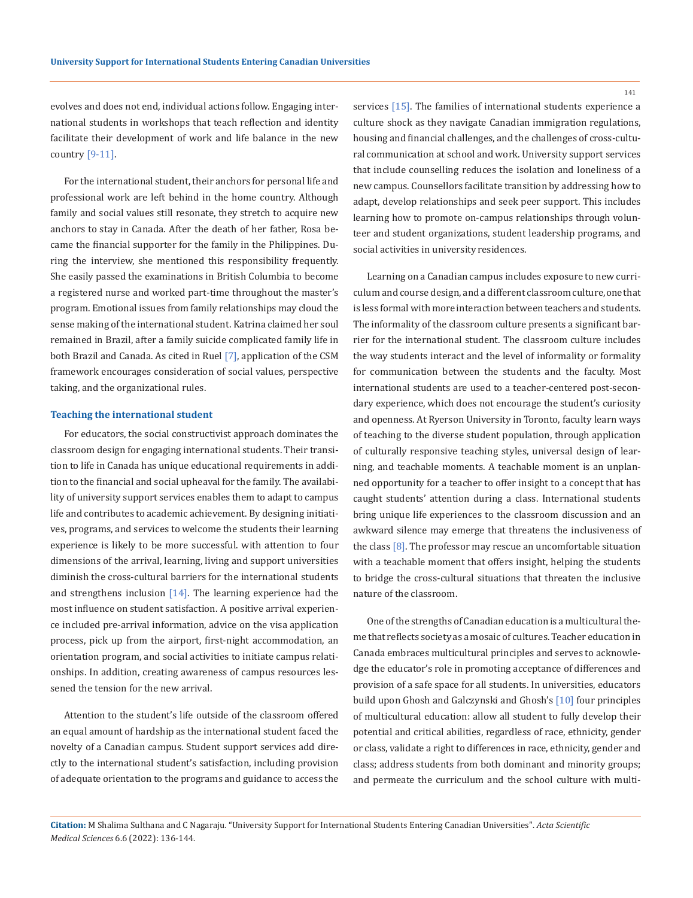evolves and does not end, individual actions follow. Engaging international students in workshops that teach reflection and identity facilitate their development of work and life balance in the new country [9-11].

For the international student, their anchors for personal life and professional work are left behind in the home country. Although family and social values still resonate, they stretch to acquire new anchors to stay in Canada. After the death of her father, Rosa became the financial supporter for the family in the Philippines. During the interview, she mentioned this responsibility frequently. She easily passed the examinations in British Columbia to become a registered nurse and worked part-time throughout the master's program. Emotional issues from family relationships may cloud the sense making of the international student. Katrina claimed her soul remained in Brazil, after a family suicide complicated family life in both Brazil and Canada. As cited in Ruel [7], application of the CSM framework encourages consideration of social values, perspective taking, and the organizational rules.

### Teaching the international student

For educators, the social constructivist approach dominates the classroom design for engaging international students. Their transition to life in Canada has unique educational requirements in addition to the financial and social upheaval for the family. The availability of university support services enables them to adapt to campus life and contributes to academic achievement. By designing initiatives, programs, and services to welcome the students their learning experience is likely to be more successful. with attention to four dimensions of the arrival, learning, living and support universities diminish the cross-cultural barriers for the international students and strengthens inclusion [14]. The learning experience had the most influence on student satisfaction. A positive arrival experience included pre-arrival information, advice on the visa application process, pick up from the airport, first-night accommodation, an orientation program, and social activities to initiate campus relationships. In addition, creating awareness of campus resources lessened the tension for the new arrival.

Attention to the student's life outside of the classroom offered an equal amount of hardship as the international student faced the novelty of a Canadian campus. Student support services add directly to the international student's satisfaction, including provision of adequate orientation to the programs and guidance to access the services [15]. The families of international students experience a culture shock as they navigate Canadian immigration regulations, housing and financial challenges, and the challenges of cross-cultural communication at school and work. University support services that include counselling reduces the isolation and loneliness of a new campus. Counsellors facilitate transition by addressing how to adapt, develop relationships and seek peer support. This includes learning how to promote on-campus relationships through volunteer and student organizations, student leadership programs, and social activities in university residences.

Learning on a Canadian campus includes exposure to new curriculum and course design, and a different classroom culture, one that is less formal with more interaction between teachers and students. The informality of the classroom culture presents a significant barrier for the international student. The classroom culture includes the way students interact and the level of informality or formality for communication between the students and the faculty. Most international students are used to a teacher-centered post-secondary experience, which does not encourage the student's curiosity and openness. At Ryerson University in Toronto, faculty learn ways of teaching to the diverse student population, through application of culturally responsive teaching styles, universal design of learning, and teachable moments. A teachable moment is an unplanned opportunity for a teacher to offer insight to a concept that has caught students' attention during a class. International students bring unique life experiences to the classroom discussion and an awkward silence may emerge that threatens the inclusiveness of the class [8]. The professor may rescue an uncomfortable situation with a teachable moment that offers insight, helping the students to bridge the cross-cultural situations that threaten the inclusive nature of the classroom.

One of the strengths of Canadian education is a multicultural theme that reflects society as a mosaic of cultures. Teacher education in Canada embraces multicultural principles and serves to acknowledge the educator's role in promoting acceptance of differences and provision of a safe space for all students. In universities, educators build upon Ghosh and Galczynski and Ghosh's [10] four principles of multicultural education: allow all student to fully develop their potential and critical abilities, regardless of race, ethnicity, gender or class, validate a right to differences in race, ethnicity, gender and class; address students from both dominant and minority groups; and permeate the curriculum and the school culture with multi-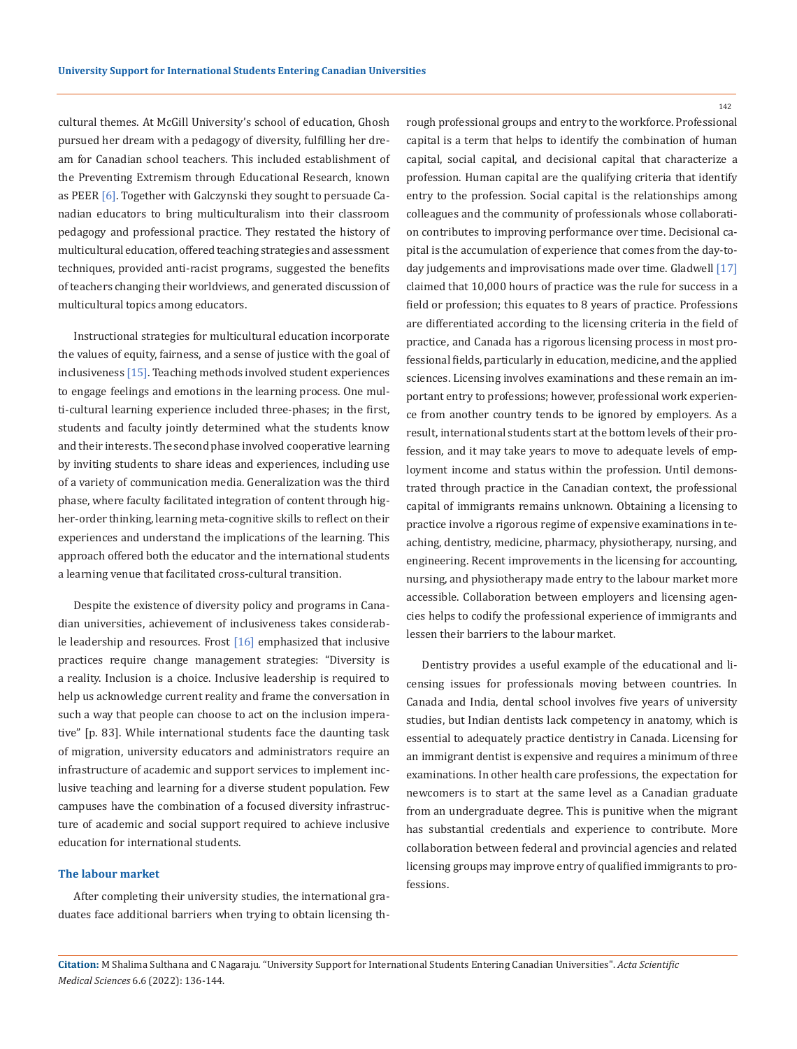cultural themes. At McGill University's school of education, Ghosh pursued her dream with a pedagogy of diversity, fulfilling her dream for Canadian school teachers. This included establishment of the Preventing Extremism through Educational Research, known as PEER [6]. Together with Galczynski they sought to persuade Canadian educators to bring multiculturalism into their classroom pedagogy and professional practice. They restated the history of multicultural education, offered teaching strategies and assessment techniques, provided anti-racist programs, suggested the benefits of teachers changing their worldviews, and generated discussion of multicultural topics among educators.

Instructional strategies for multicultural education incorporate the values of equity, fairness, and a sense of justice with the goal of inclusiveness [15]. Teaching methods involved student experiences to engage feelings and emotions in the learning process. One multi-cultural learning experience included three-phases; in the first, students and faculty jointly determined what the students know and their interests. The second phase involved cooperative learning by inviting students to share ideas and experiences, including use of a variety of communication media. Generalization was the third phase, where faculty facilitated integration of content through higher-order thinking, learning meta-cognitive skills to reflect on their experiences and understand the implications of the learning. This approach offered both the educator and the international students a learning venue that facilitated cross-cultural transition.

Despite the existence of diversity policy and programs in Canadian universities, achievement of inclusiveness takes considerable leadership and resources. Frost [16] emphasized that inclusive practices require change management strategies: "Diversity is a reality. Inclusion is a choice. Inclusive leadership is required to help us acknowledge current reality and frame the conversation in such a way that people can choose to act on the inclusion imperative" [p. 83]. While international students face the daunting task of migration, university educators and administrators require an infrastructure of academic and support services to implement inclusive teaching and learning for a diverse student population. Few campuses have the combination of a focused diversity infrastructure of academic and social support required to achieve inclusive education for international students.

### The labour market

After completing their university studies, the international graduates face additional barriers when trying to obtain licensing through professional groups and entry to the workforce. Professional capital is a term that helps to identify the combination of human capital, social capital, and decisional capital that characterize a profession. Human capital are the qualifying criteria that identify entry to the profession. Social capital is the relationships among colleagues and the community of professionals whose collaboration contributes to improving performance over time. Decisional capital is the accumulation of experience that comes from the day-to-day judgements and improvisations made over time. Gladwell [17] claimed that 10,000 hours of practice was the rule for success in a field or profession; this equates to 8 years of practice. Professions are differentiated according to the licensing criteria in the field of practice, and Canada has a rigorous licensing process in most professional fields, particularly in education, medicine, and the applied sciences. Licensing involves examinations and these remain an important entry to professions; however, professional work experience from another country tends to be ignored by employers. As a result, international students start at the bottom levels of their profession, and it may take years to move to adequate levels of employment income and status within the profession. Until demonstrated through practice in the Canadian context, the professional capital of immigrants remains unknown. Obtaining a licensing to practice involve a rigorous regime of expensive examinations in teaching, dentistry, medicine, pharmacy, physiotherapy, nursing, and engineering. Recent improvements in the licensing for accounting, nursing, and physiotherapy made entry to the labour market more accessible. Collaboration between employers and licensing agencies helps to codify the professional experience of immigrants and lessen their barriers to the labour market.

Dentistry provides a useful example of the educational and licensing issues for professionals moving between countries. In Canada and India, dental school involves five years of university studies, but Indian dentists lack competency in anatomy, which is essential to adequately practice dentistry in Canada. Licensing for an immigrant dentist is expensive and requires a minimum of three examinations. In other health care professions, the expectation for newcomers is to start at the same level as a Canadian graduate from an undergraduate degree. This is punitive when the migrant has substantial credentials and experience to contribute. More collaboration between federal and provincial agencies and related licensing groups may improve entry of qualified immigrants to professions.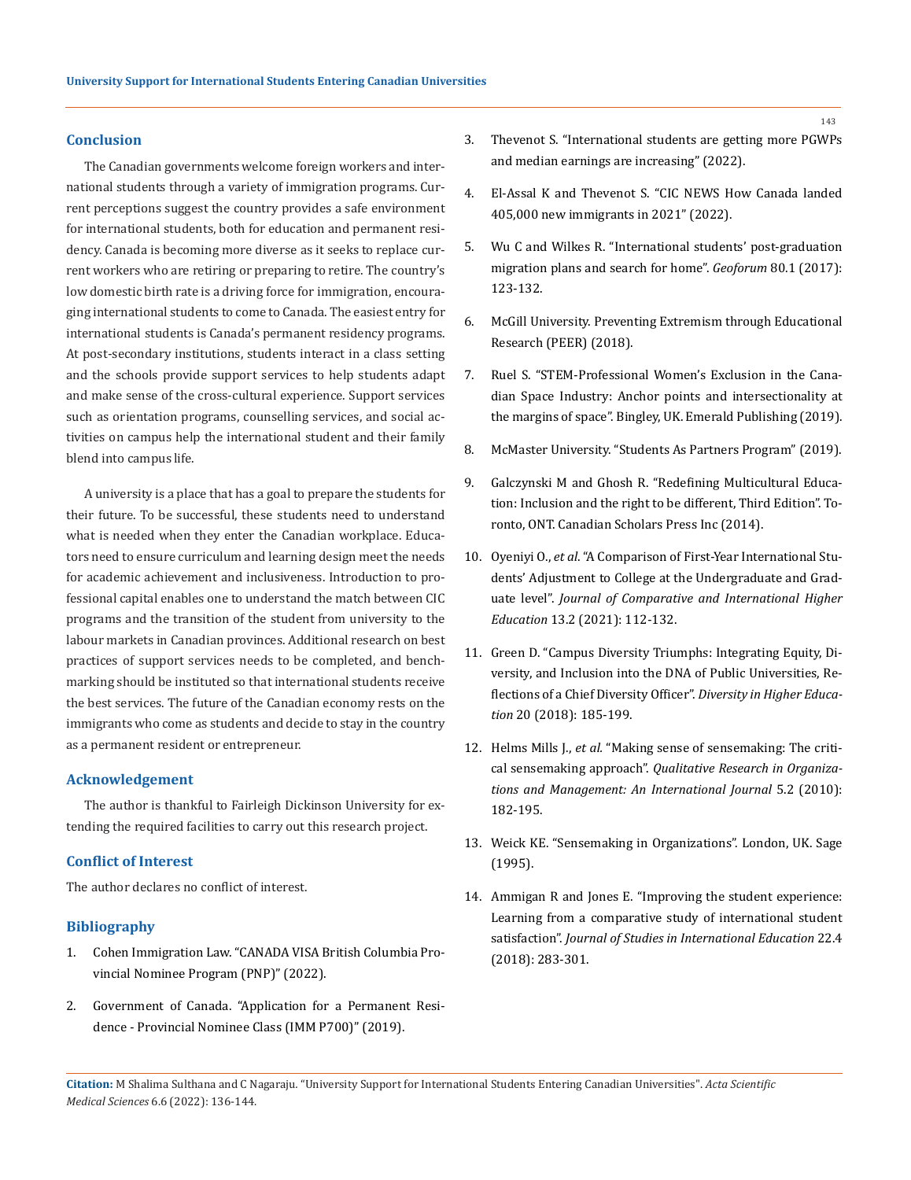## Conclusion

The Canadian governments welcome foreign workers and international students through a variety of immigration programs. Current perceptions suggest the country provides a safe environment for international students, both for education and permanent residency. Canada is becoming more diverse as it seeks to replace current workers who are retiring or preparing to retire. The country's low domestic birth rate is a driving force for immigration, encouraging international students to come to Canada. The easiest entry for international students is Canada's permanent residency programs. At post-secondary institutions, students interact in a class setting and the schools provide support services to help students adapt and make sense of the cross-cultural experience. Support services such as orientation programs, counselling services, and social activities on campus help the international student and their family blend into campus life.

A university is a place that has a goal to prepare the students for their future. To be successful, these students need to understand what is needed when they enter the Canadian workplace. Educators need to ensure curriculum and learning design meet the needs for academic achievement and inclusiveness. Introduction to professional capital enables one to understand the match between CIC programs and the transition of the student from university to the labour markets in Canadian provinces. Additional research on best practices of support services needs to be completed, and benchmarking should be instituted so that international students receive the best services. The future of the Canadian economy rests on the immigrants who come as students and decide to stay in the country as a permanent resident or entrepreneur.

## Acknowledgement

The author is thankful to Fairleigh Dickinson University for extending the required facilities to carry out this research project.

## Conflict of Interest

The author declares no conflict of interest.

## Bibliography

1. Cohen Immigration Law. "CANADA VISA British Columbia Provincial Nominee Program (PNP)" (2022).
2. Government of Canada. "Application for a Permanent Residence - Provincial Nominee Class (IMM P700)" (2019).
3. Thevenot S. "International students are getting more PGWPs and median earnings are increasing" (2022).
4. El-Assal K and Thevenot S. "CIC NEWS How Canada landed 405,000 new immigrants in 2021" (2022).
5. Wu C and Wilkes R. "International students' post-graduation migration plans and search for home". *Geoforum* 80.1 (2017): 123-132.
6. McGill University. Preventing Extremism through Educational Research (PEER) (2018).
7. Ruel S. "STEM-Professional Women's Exclusion in the Canadian Space Industry: Anchor points and intersectionality at the margins of space". Bingley, UK. Emerald Publishing (2019).
8. McMaster University. "Students As Partners Program" (2019).
9. Galczynski M and Ghosh R. "Redefining Multicultural Education: Inclusion and the right to be different, Third Edition". Toronto, ONT. Canadian Scholars Press Inc (2014).
10. Oyeniyi O., *et al*. "A Comparison of First-Year International Students' Adjustment to College at the Undergraduate and Graduate level". *Journal of Comparative and International Higher Education* 13.2 (2021): 112-132.
11. Green D. "Campus Diversity Triumphs: Integrating Equity, Diversity, and Inclusion into the DNA of Public Universities, Reflections of a Chief Diversity Officer". *Diversity in Higher Education* 20 (2018): 185-199.
12. Helms Mills J., *et al*. "Making sense of sensemaking: The critical sensemaking approach". *Qualitative Research in Organizations and Management: An International Journal* 5.2 (2010): 182-195.
13. Weick KE. "Sensemaking in Organizations". London, UK. Sage (1995).
14. Ammigan R and Jones E. "Improving the student experience: Learning from a comparative study of international student satisfaction". *Journal of Studies in International Education* 22.4 (2018): 283-301.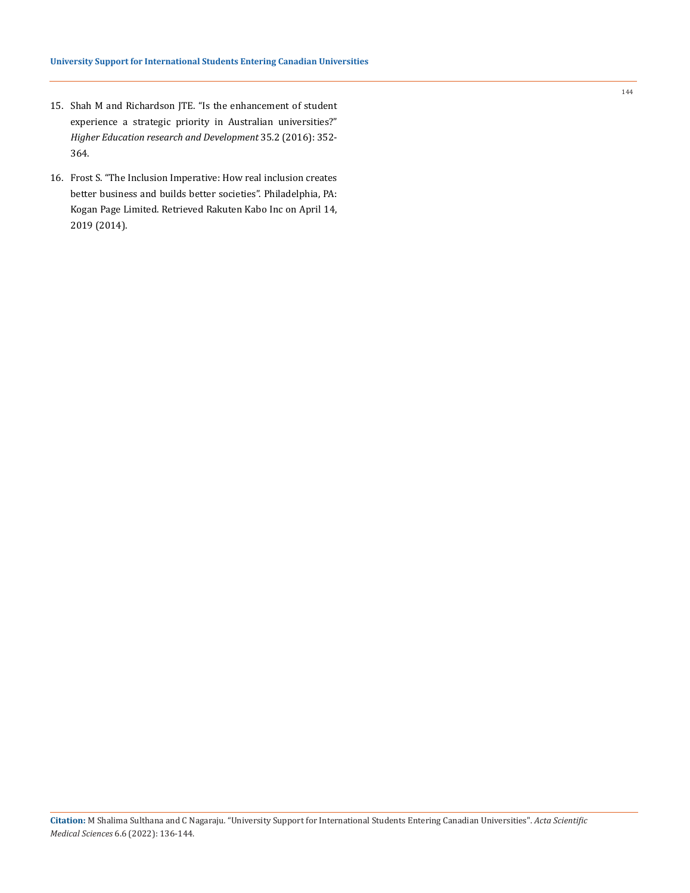15. Shah M and Richardson JTE. "Is the enhancement of student experience a strategic priority in Australian universities?" *Higher Education research and Development* 35.2 (2016): 352-364.

16. Frost S. "The Inclusion Imperative: How real inclusion creates better business and builds better societies". Philadelphia, PA: Kogan Page Limited. Retrieved Rakuten Kabo Inc on April 14, 2019 (2014).